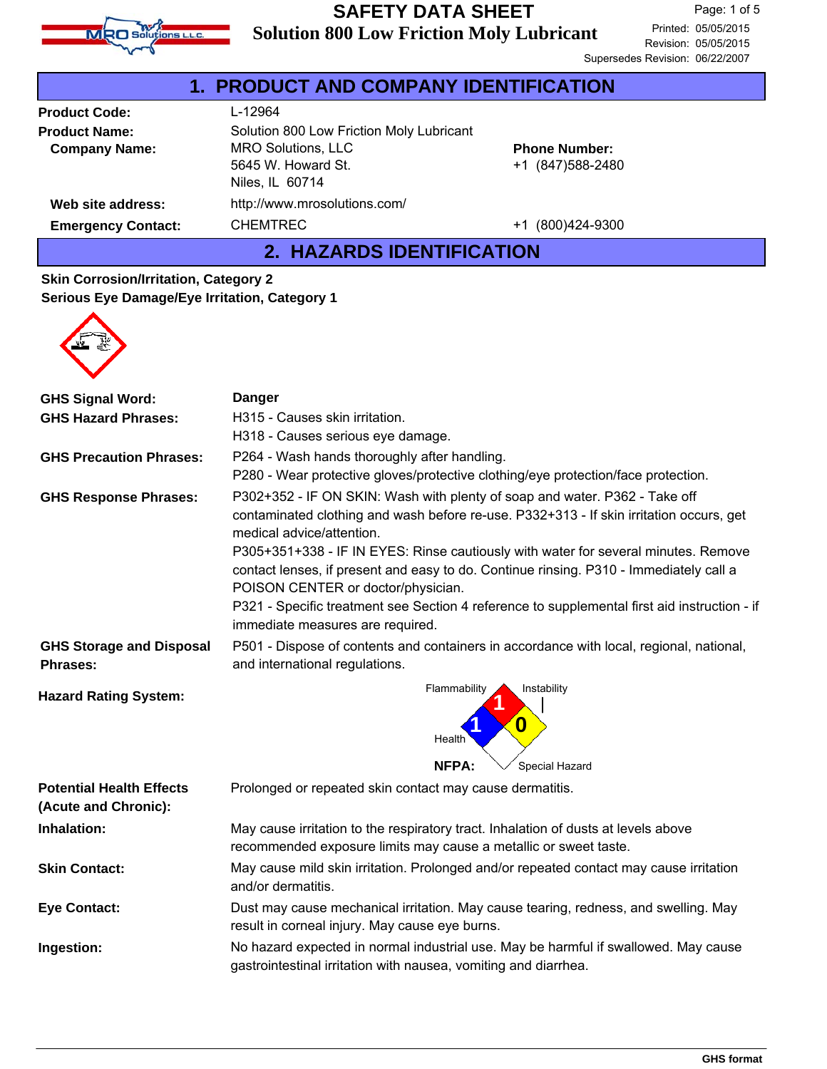# SAFETY DATA SHEET

## Solution 800 Low Friction Moly Lubricant

Printed: 05/05/2015
Revision: 05/05/2015
Supersedes Revision: 06/22/2007

## 1. PRODUCT AND COMPANY IDENTIFICATION

| | | |
|---|---|---|
| **Product Code:** | L-12964 | |
| **Product Name:** | Solution 800 Low Friction Moly Lubricant | |
| **Company Name:** | MRO Solutions, LLC<br>5645 W. Howard St.<br>Niles, IL 60714 | **Phone Number:**<br>+1 (847)588-2480 |
| **Web site address:** | http://www.mrosolutions.com/ | |
| **Emergency Contact:** | CHEMTREC | +1 (800)424-9300 |

## 2. HAZARDS IDENTIFICATION

**Skin Corrosion/Irritation, Category 2**
**Serious Eye Damage/Eye Irritation, Category 1**

**GHS Signal Word:** **Danger**

**GHS Hazard Phrases:**
H315 - Causes skin irritation.
H318 - Causes serious eye damage.

**GHS Precaution Phrases:**
P264 - Wash hands thoroughly after handling.
P280 - Wear protective gloves/protective clothing/eye protection/face protection.

**GHS Response Phrases:**
P302+352 - IF ON SKIN: Wash with plenty of soap and water. P362 - Take off contaminated clothing and wash before re-use. P332+313 - If skin irritation occurs, get medical advice/attention.
P305+351+338 - IF IN EYES: Rinse cautiously with water for several minutes. Remove contact lenses, if present and easy to do. Continue rinsing. P310 - Immediately call a POISON CENTER or doctor/physician.
P321 - Specific treatment see Section 4 reference to supplemental first aid instruction - if immediate measures are required.

**GHS Storage and Disposal Phrases:**
P501 - Dispose of contents and containers in accordance with local, regional, national, and international regulations.

**Hazard Rating System:**

NFPA: Flammability 1, Health 1, Instability 0, Special Hazard (none)

**Potential Health Effects (Acute and Chronic):** Prolonged or repeated skin contact may cause dermatitis.

**Inhalation:** May cause irritation to the respiratory tract. Inhalation of dusts at levels above recommended exposure limits may cause a metallic or sweet taste.

**Skin Contact:** May cause mild skin irritation. Prolonged and/or repeated contact may cause irritation and/or dermatitis.

**Eye Contact:** Dust may cause mechanical irritation. May cause tearing, redness, and swelling. May result in corneal injury. May cause eye burns.

**Ingestion:** No hazard expected in normal industrial use. May be harmful if swallowed. May cause gastrointestinal irritation with nausea, vomiting and diarrhea.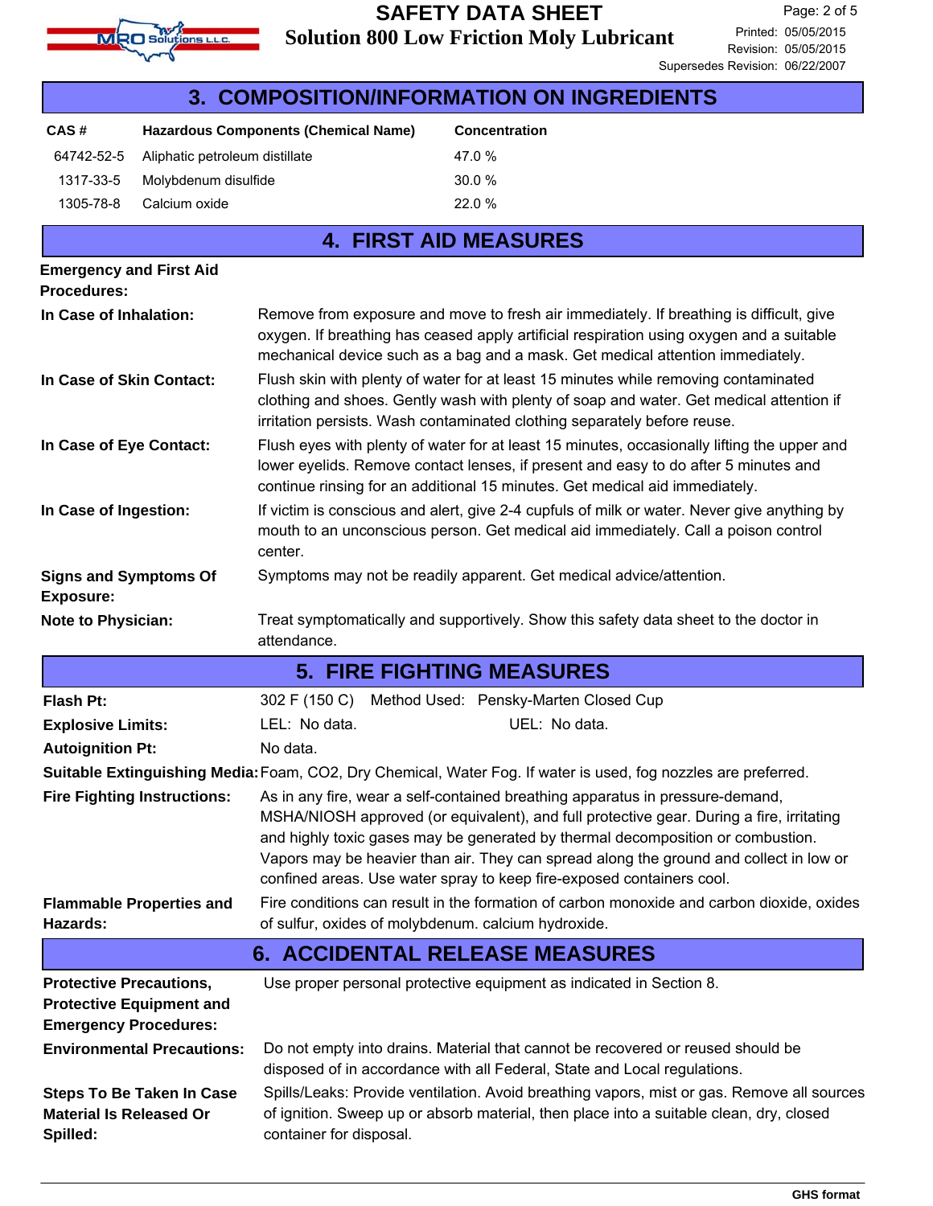## 3. COMPOSITION/INFORMATION ON INGREDIENTS

| CAS # | Hazardous Components (Chemical Name) | Concentration |
|---|---|---|
| 64742-52-5 | Aliphatic petroleum distillate | 47.0 % |
| 1317-33-5 | Molybdenum disulfide | 30.0 % |
| 1305-78-8 | Calcium oxide | 22.0 % |

## 4. FIRST AID MEASURES

**Emergency and First Aid Procedures:**

**In Case of Inhalation:** Remove from exposure and move to fresh air immediately. If breathing is difficult, give oxygen. If breathing has ceased apply artificial respiration using oxygen and a suitable mechanical device such as a bag and a mask. Get medical attention immediately.

**In Case of Skin Contact:** Flush skin with plenty of water for at least 15 minutes while removing contaminated clothing and shoes. Gently wash with plenty of soap and water. Get medical attention if irritation persists. Wash contaminated clothing separately before reuse.

**In Case of Eye Contact:** Flush eyes with plenty of water for at least 15 minutes, occasionally lifting the upper and lower eyelids. Remove contact lenses, if present and easy to do after 5 minutes and continue rinsing for an additional 15 minutes. Get medical aid immediately.

**In Case of Ingestion:** If victim is conscious and alert, give 2-4 cupfuls of milk or water. Never give anything by mouth to an unconscious person. Get medical aid immediately. Call a poison control center.

**Signs and Symptoms Of Exposure:** Symptoms may not be readily apparent. Get medical advice/attention.

**Note to Physician:** Treat symptomatically and supportively. Show this safety data sheet to the doctor in attendance.

## 5. FIRE FIGHTING MEASURES

**Flash Pt:** 302 F (150 C) Method Used: Pensky-Marten Closed Cup

**Explosive Limits:** LEL: No data. UEL: No data.

**Autoignition Pt:** No data.

**Suitable Extinguishing Media:** Foam, CO2, Dry Chemical, Water Fog. If water is used, fog nozzles are preferred.

**Fire Fighting Instructions:** As in any fire, wear a self-contained breathing apparatus in pressure-demand, MSHA/NIOSH approved (or equivalent), and full protective gear. During a fire, irritating and highly toxic gases may be generated by thermal decomposition or combustion. Vapors may be heavier than air. They can spread along the ground and collect in low or confined areas. Use water spray to keep fire-exposed containers cool.

**Flammable Properties and Hazards:** Fire conditions can result in the formation of carbon monoxide and carbon dioxide, oxides of sulfur, oxides of molybdenum. calcium hydroxide.

## 6. ACCIDENTAL RELEASE MEASURES

**Protective Precautions, Protective Equipment and Emergency Procedures:** Use proper personal protective equipment as indicated in Section 8.

**Environmental Precautions:** Do not empty into drains. Material that cannot be recovered or reused should be disposed of in accordance with all Federal, State and Local regulations.

**Steps To Be Taken In Case Material Is Released Or Spilled:** Spills/Leaks: Provide ventilation. Avoid breathing vapors, mist or gas. Remove all sources of ignition. Sweep up or absorb material, then place into a suitable clean, dry, closed container for disposal.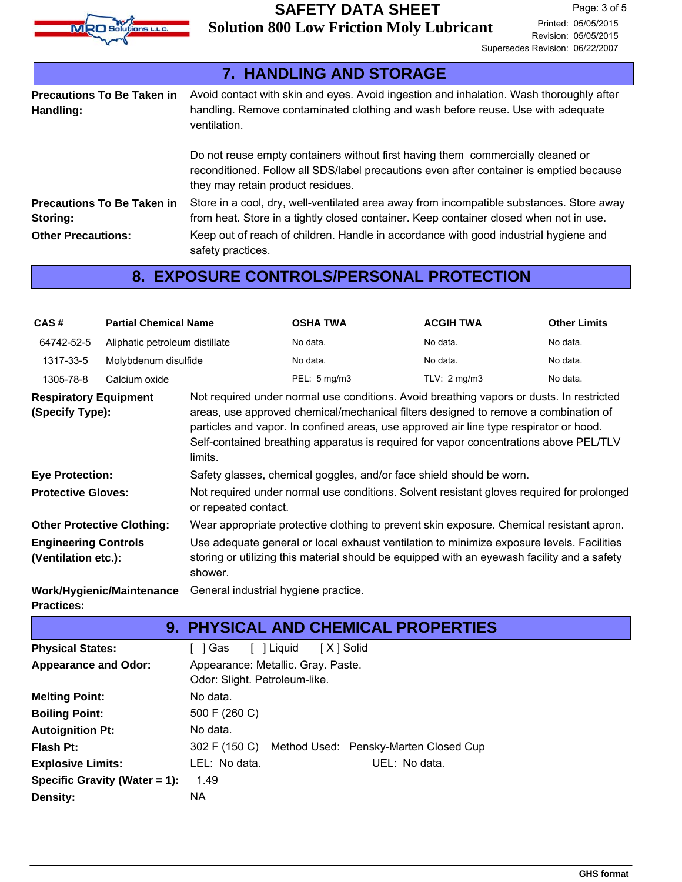## 7. HANDLING AND STORAGE

**Precautions To Be Taken in Handling:** Avoid contact with skin and eyes. Avoid ingestion and inhalation. Wash thoroughly after handling. Remove contaminated clothing and wash before reuse. Use with adequate ventilation.

Do not reuse empty containers without first having them commercially cleaned or reconditioned. Follow all SDS/label precautions even after container is emptied because they may retain product residues.

**Precautions To Be Taken in Storing:** Store in a cool, dry, well-ventilated area away from incompatible substances. Store away from heat. Store in a tightly closed container. Keep container closed when not in use.

**Other Precautions:** Keep out of reach of children. Handle in accordance with good industrial hygiene and safety practices.

## 8. EXPOSURE CONTROLS/PERSONAL PROTECTION

| CAS # | Partial Chemical Name | OSHA TWA | ACGIH TWA | Other Limits |
|---|---|---|---|---|
| 64742-52-5 | Aliphatic petroleum distillate | No data. | No data. | No data. |
| 1317-33-5 | Molybdenum disulfide | No data. | No data. | No data. |
| 1305-78-8 | Calcium oxide | PEL: 5 mg/m3 | TLV: 2 mg/m3 | No data. |

**Respiratory Equipment (Specify Type):** Not required under normal use conditions. Avoid breathing vapors or dusts. In restricted areas, use approved chemical/mechanical filters designed to remove a combination of particles and vapor. In confined areas, use approved air line type respirator or hood. Self-contained breathing apparatus is required for vapor concentrations above PEL/TLV limits.

**Eye Protection:** Safety glasses, chemical goggles, and/or face shield should be worn.

**Protective Gloves:** Not required under normal use conditions. Solvent resistant gloves required for prolonged or repeated contact.

**Other Protective Clothing:** Wear appropriate protective clothing to prevent skin exposure. Chemical resistant apron.

**Engineering Controls (Ventilation etc.):** Use adequate general or local exhaust ventilation to minimize exposure levels. Facilities storing or utilizing this material should be equipped with an eyewash facility and a safety shower.

**Work/Hygienic/Maintenance Practices:** General industrial hygiene practice.

## 9. PHYSICAL AND CHEMICAL PROPERTIES

**Physical States:** [ ] Gas [ ] Liquid [ X ] Solid

**Appearance and Odor:** Appearance: Metallic. Gray. Paste.
Odor: Slight. Petroleum-like.

**Melting Point:** No data.

**Boiling Point:** 500 F (260 C)

**Autoignition Pt:** No data.

**Flash Pt:** 302 F (150 C) Method Used: Pensky-Marten Closed Cup

**Explosive Limits:** LEL: No data. UEL: No data.

**Specific Gravity (Water = 1):** 1.49

**Density:** NA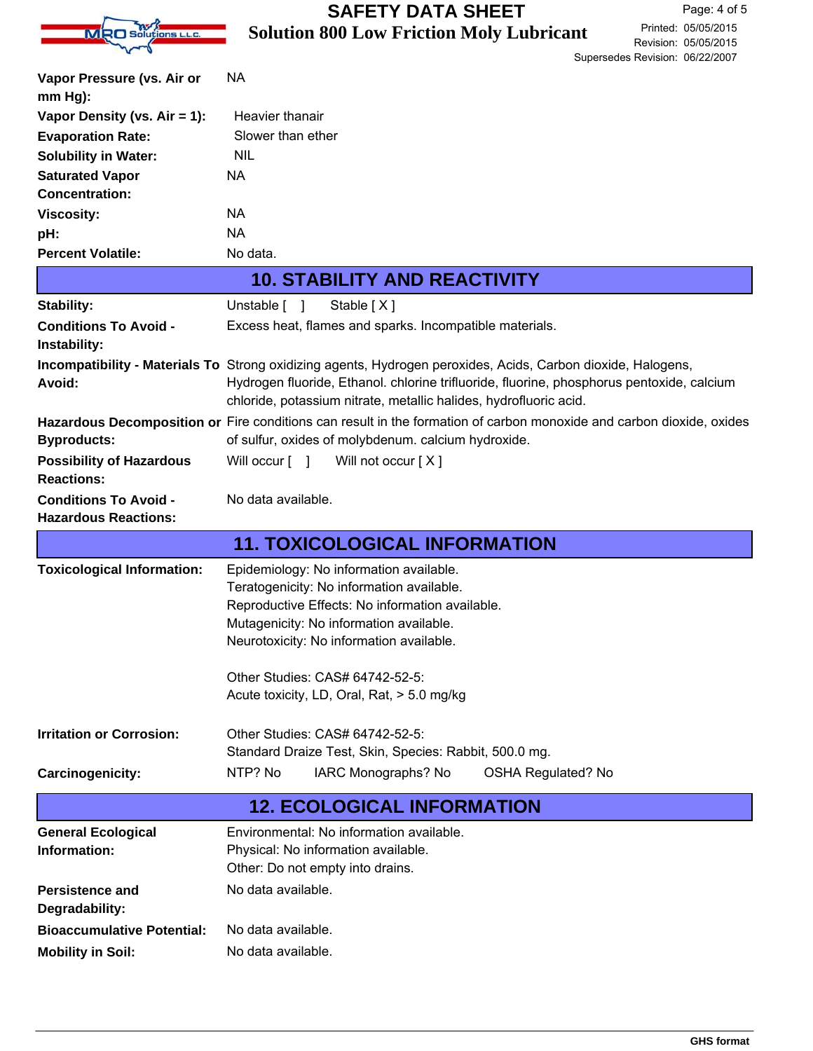| | |
|---|---|
| **Vapor Pressure (vs. Air or mm Hg):** | NA |
| **Vapor Density (vs. Air = 1):** | Heavier thanair |
| **Evaporation Rate:** | Slower than ether |
| **Solubility in Water:** | NIL |
| **Saturated Vapor Concentration:** | NA |
| **Viscosity:** | NA |
| **pH:** | NA |
| **Percent Volatile:** | No data. |

## 10. STABILITY AND REACTIVITY

| | |
|---|---|
| **Stability:** | Unstable [ ] Stable [ X ] |
| **Conditions To Avoid - Instability:** | Excess heat, flames and sparks. Incompatible materials. |
| **Incompatibility - Materials To Avoid:** | Strong oxidizing agents, Hydrogen peroxides, Acids, Carbon dioxide, Halogens, Hydrogen fluoride, Ethanol. chlorine trifluoride, fluorine, phosphorus pentoxide, calcium chloride, potassium nitrate, metallic halides, hydrofluoric acid. |
| **Hazardous Decomposition or Byproducts:** | Fire conditions can result in the formation of carbon monoxide and carbon dioxide, oxides of sulfur, oxides of molybdenum. calcium hydroxide. |
| **Possibility of Hazardous Reactions:** | Will occur [ ] Will not occur [ X ] |
| **Conditions To Avoid - Hazardous Reactions:** | No data available. |

## 11. TOXICOLOGICAL INFORMATION

| | |
|---|---|
| **Toxicological Information:** | Epidemiology: No information available.<br>Teratogenicity: No information available.<br>Reproductive Effects: No information available.<br>Mutagenicity: No information available.<br>Neurotoxicity: No information available.<br><br>Other Studies: CAS# 64742-52-5:<br>Acute toxicity, LD, Oral, Rat, > 5.0 mg/kg |
| **Irritation or Corrosion:** | Other Studies: CAS# 64742-52-5:<br>Standard Draize Test, Skin, Species: Rabbit, 500.0 mg. |
| **Carcinogenicity:** | NTP? No IARC Monographs? No OSHA Regulated? No |

## 12. ECOLOGICAL INFORMATION

| | |
|---|---|
| **General Ecological Information:** | Environmental: No information available.<br>Physical: No information available.<br>Other: Do not empty into drains. |
| **Persistence and Degradability:** | No data available. |
| **Bioaccumulative Potential:** | No data available. |
| **Mobility in Soil:** | No data available. |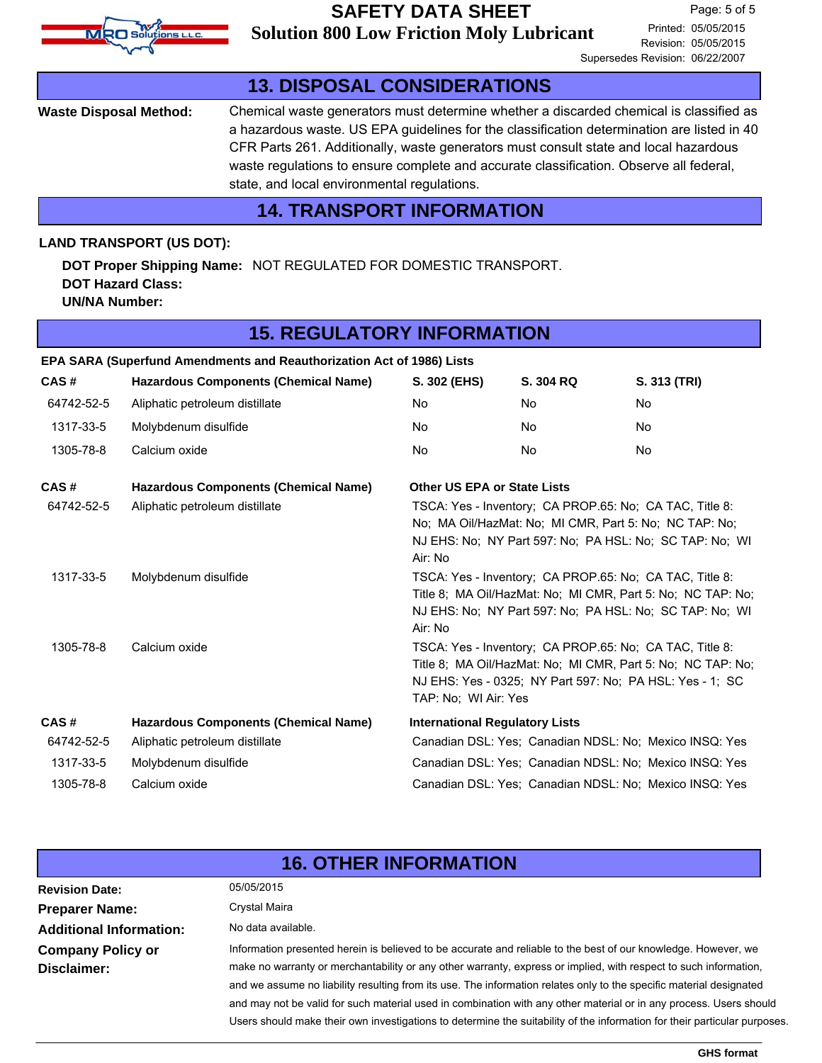## 13. DISPOSAL CONSIDERATIONS

**Waste Disposal Method:** Chemical waste generators must determine whether a discarded chemical is classified as a hazardous waste. US EPA guidelines for the classification determination are listed in 40 CFR Parts 261. Additionally, waste generators must consult state and local hazardous waste regulations to ensure complete and accurate classification. Observe all federal, state, and local environmental regulations.

## 14. TRANSPORT INFORMATION

**LAND TRANSPORT (US DOT):**

**DOT Proper Shipping Name:** NOT REGULATED FOR DOMESTIC TRANSPORT.
**DOT Hazard Class:**
**UN/NA Number:**

## 15. REGULATORY INFORMATION

**EPA SARA (Superfund Amendments and Reauthorization Act of 1986) Lists**

| CAS # | Hazardous Components (Chemical Name) | S. 302 (EHS) | S. 304 RQ | S. 313 (TRI) |
|---|---|---|---|---|
| 64742-52-5 | Aliphatic petroleum distillate | No | No | No |
| 1317-33-5 | Molybdenum disulfide | No | No | No |
| 1305-78-8 | Calcium oxide | No | No | No |

| CAS # | Hazardous Components (Chemical Name) | Other US EPA or State Lists |
|---|---|---|
| 64742-52-5 | Aliphatic petroleum distillate | TSCA: Yes - Inventory; CA PROP.65: No; CA TAC, Title 8: No; MA Oil/HazMat: No; MI CMR, Part 5: No; NC TAP: No; NJ EHS: No; NY Part 597: No; PA HSL: No; SC TAP: No; WI Air: No |
| 1317-33-5 | Molybdenum disulfide | TSCA: Yes - Inventory; CA PROP.65: No; CA TAC, Title 8: Title 8; MA Oil/HazMat: No; MI CMR, Part 5: No; NC TAP: No; NJ EHS: No; NY Part 597: No; PA HSL: No; SC TAP: No; WI Air: No |
| 1305-78-8 | Calcium oxide | TSCA: Yes - Inventory; CA PROP.65: No; CA TAC, Title 8: Title 8; MA Oil/HazMat: No; MI CMR, Part 5: No; NC TAP: No; NJ EHS: Yes - 0325; NY Part 597: No; PA HSL: Yes - 1; SC TAP: No; WI Air: Yes |

| CAS # | Hazardous Components (Chemical Name) | International Regulatory Lists |
|---|---|---|
| 64742-52-5 | Aliphatic petroleum distillate | Canadian DSL: Yes; Canadian NDSL: No; Mexico INSQ: Yes |
| 1317-33-5 | Molybdenum disulfide | Canadian DSL: Yes; Canadian NDSL: No; Mexico INSQ: Yes |
| 1305-78-8 | Calcium oxide | Canadian DSL: Yes; Canadian NDSL: No; Mexico INSQ: Yes |

## 16. OTHER INFORMATION

**Revision Date:** 05/05/2015

**Preparer Name:** Crystal Maira

**Additional Information:** No data available.

**Company Policy or Disclaimer:** Information presented herein is believed to be accurate and reliable to the best of our knowledge. However, we make no warranty or merchantability or any other warranty, express or implied, with respect to such information, and we assume no liability resulting from its use. The information relates only to the specific material designated and may not be valid for such material used in combination with any other material or in any process. Users should Users should make their own investigations to determine the suitability of the information for their particular purposes.